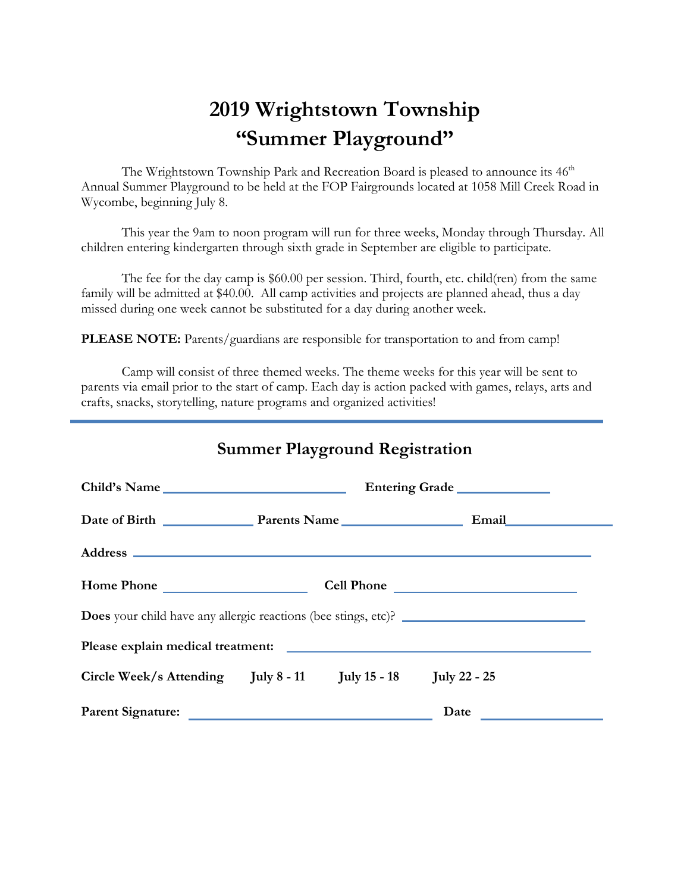# 2019 Wrightstown Township
# "Summer Playground"

The Wrightstown Township Park and Recreation Board is pleased to announce its 46th Annual Summer Playground to be held at the FOP Fairgrounds located at 1058 Mill Creek Road in Wycombe, beginning July 8.

This year the 9am to noon program will run for three weeks, Monday through Thursday. All children entering kindergarten through sixth grade in September are eligible to participate.

The fee for the day camp is $60.00 per session. Third, fourth, etc. child(ren) from the same family will be admitted at $40.00. All camp activities and projects are planned ahead, thus a day missed during one week cannot be substituted for a day during another week.

**PLEASE NOTE:** Parents/guardians are responsible for transportation to and from camp!

Camp will consist of three themed weeks. The theme weeks for this year will be sent to parents via email prior to the start of camp. Each day is action packed with games, relays, arts and crafts, snacks, storytelling, nature programs and organized activities!

---

## Summer Playground Registration

**Child's Name** ______________________ **Entering Grade** ____________

**Date of Birth** ____________ **Parents Name** ______________ **Email** ____________

**Address** ____________________________________________

**Home Phone** ________________ **Cell Phone** ____________________

**Does** your child have any allergic reactions (bee stings, etc)? ____________________

**Please explain medical treatment:** ______________________________

**Circle Week/s Attending** **July 8 - 11** **July 15 - 18** **July 22 - 25**

**Parent Signature:** ____________________________ **Date** ______________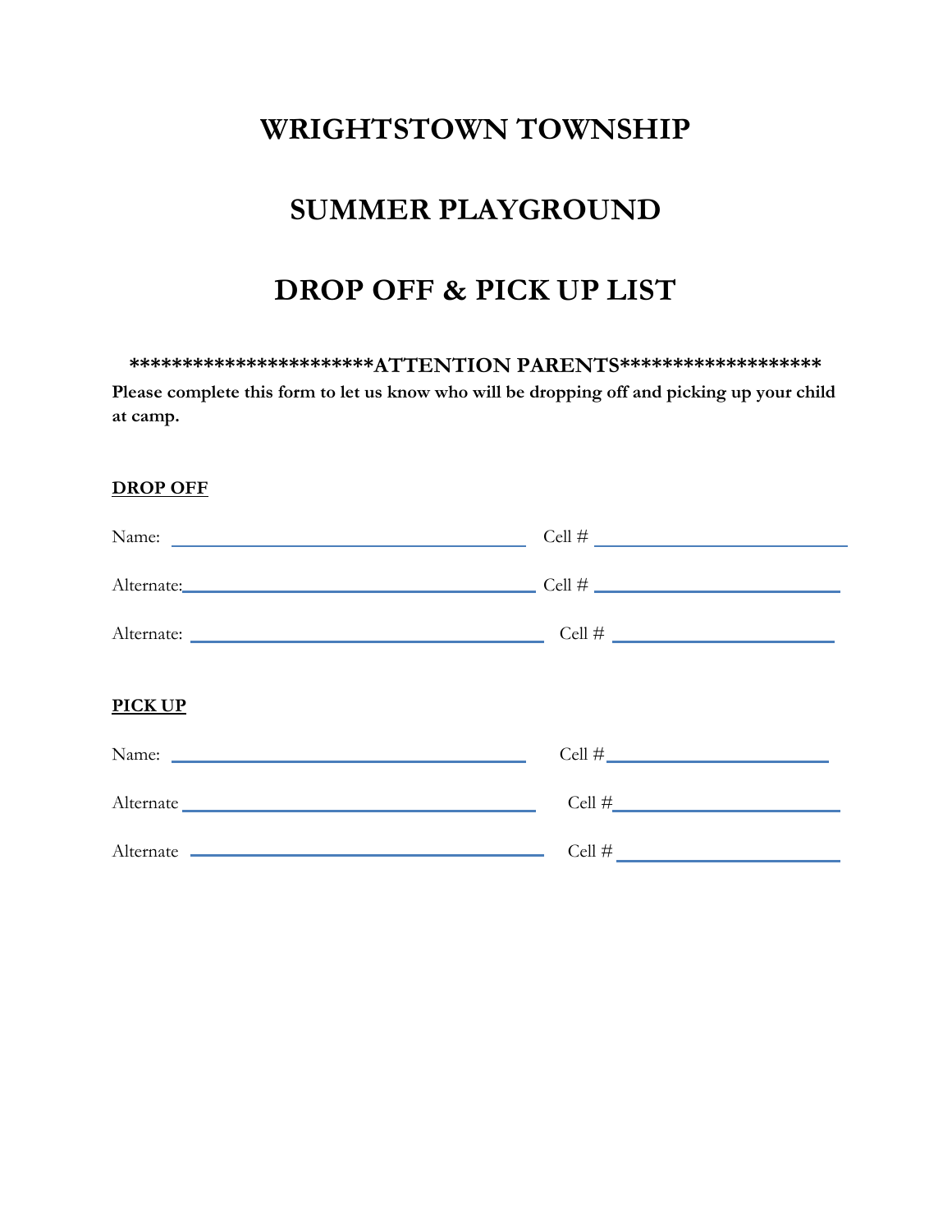# WRIGHTSTOWN TOWNSHIP

# SUMMER PLAYGROUND

# DROP OFF & PICK UP LIST

**\*\*\*\*\*\*\*\*\*\*\*\*\*\*\*\*\*\*\*\*\*\*\*ATTENTION PARENTS\*\*\*\*\*\*\*\*\*\*\*\*\*\*\*\*\*\*\***

**Please complete this form to let us know who will be dropping off and picking up your child at camp.**

**<u>DROP OFF</u>**

Name: ______________________________ Cell # ____________________

Alternate:______________________________ Cell # ____________________

Alternate: ______________________________ Cell # ____________________

**<u>PICK UP</u>**

Name: ______________________________ Cell #____________________

Alternate ______________________________ Cell #____________________

Alternate ______________________________ Cell # ____________________